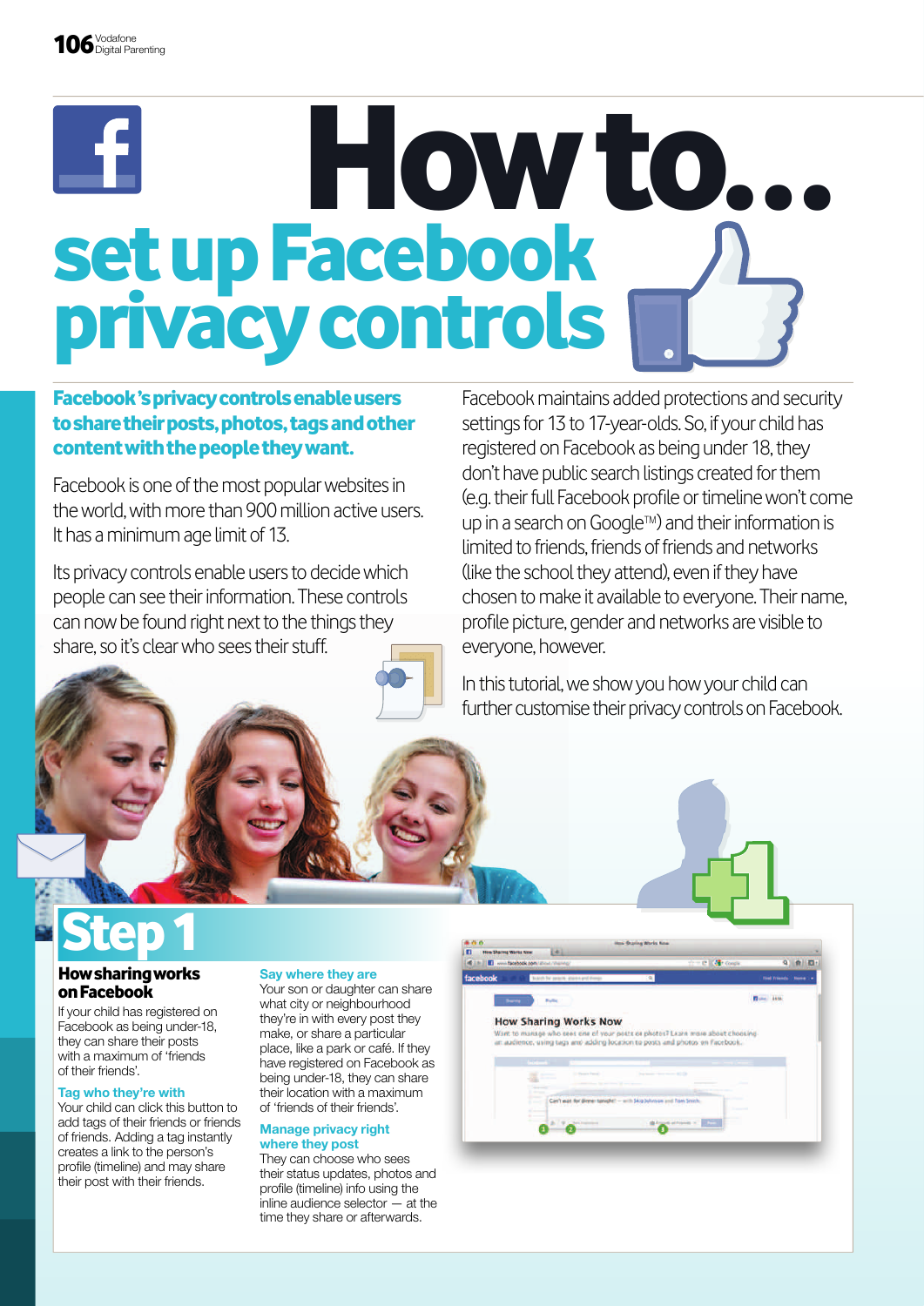# How to... set up Facebook privacy controls

**Facebook's privacy controls enable users to share their posts, photos, tags and other content with the people they want.**

Facebook is one of the most popular websites in the world, with more than 900 million active users. It has a minimum age limit of 13.

Its privacy controls enable users to decide which people can see their information. These controls can now be found right next to the things they share, so it's clear who sees their stuff.

Facebook maintains added protections and security settings for 13 to 17-year-olds. So, if your child has registered on Facebook as being under 18, they don't have public search listings created for them (e.g. their full Facebook profile or timeline won't come up in a search on Google™) and their information is limited to friends, friends of friends and networks (like the school they attend), even if they have chosen to make it available to everyone. Their name, profile picture, gender and networks are visible to everyone, however.

In this tutorial, we show you how your child can further customise their privacy controls on Facebook.

## Step 1

### How sharing works on Facebook

If your child has registered on Facebook as being under-18, they can share their posts with a maximum of 'friends of their friends'.

**Tag who they're with**
Your child can click this button to add tags of their friends or friends of friends. Adding a tag instantly creates a link to the person's profile (timeline) and may share their post with their friends.

**Say where they are**
Your son or daughter can share what city or neighbourhood they're in with every post they make, or share a particular place, like a park or café. If they have registered on Facebook as being under-18, they can share their location with a maximum of 'friends of their friends'.

**Manage privacy right where they post**
They can choose who sees their status updates, photos and profile (timeline) info using the inline audience selector — at the time they share or afterwards.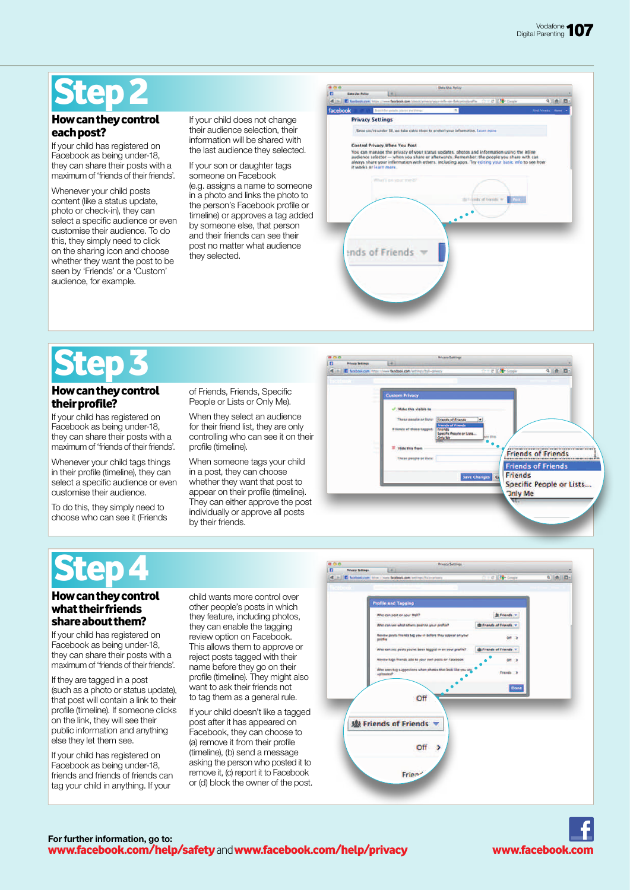## Step 2

### How can they control each post?

If your child has registered on Facebook as being under-18, they can share their posts with a maximum of 'friends of their friends'.

Whenever your child posts content (like a status update, photo or check-in), they can select a specific audience or even customise their audience. To do this, they simply need to click on the sharing icon and choose whether they want the post to be seen by 'Friends' or a 'Custom' audience, for example.

If your child does not change their audience selection, their information will be shared with the last audience they selected.

If your son or daughter tags someone on Facebook (e.g. assigns a name to someone in a photo and links the photo to the person's Facebook profile or timeline) or approves a tag added by someone else, that person and their friends can see their post no matter what audience they selected.

## Step 3

### How can they control their profile?

If your child has registered on Facebook as being under-18, they can share their posts with a maximum of 'friends of their friends'.

Whenever your child tags things in their profile (timeline), they can select a specific audience or even customise their audience.

To do this, they simply need to choose who can see it (Friends of Friends, Friends, Specific People or Lists or Only Me).

When they select an audience for their friend list, they are only controlling who can see it on their profile (timeline).

When someone tags your child in a post, they can choose whether they want that post to appear on their profile (timeline). They can either approve the post individually or approve all posts by their friends.

## Step 4

### How can they control what their friends share about them?

If your child has registered on Facebook as being under-18, they can share their posts with a maximum of 'friends of their friends'.

If they are tagged in a post (such as a photo or status update), that post will contain a link to their profile (timeline). If someone clicks on the link, they will see their public information and anything else they let them see.

If your child has registered on Facebook as being under-18, friends and friends of friends can tag your child in anything. If your child wants more control over other people's posts in which they feature, including photos, they can enable the tagging review option on Facebook. This allows them to approve or reject posts tagged with their name before they go on their profile (timeline). They might also want to ask their friends not to tag them as a general rule.

If your child doesn't like a tagged post after it has appeared on Facebook, they can choose to (a) remove it from their profile (timeline), (b) send a message asking the person who posted it to remove it, (c) report it to Facebook or (d) block the owner of the post.

**For further information, go to:**
**www.facebook.com/help/safety** and **www.facebook.com/help/privacy**

**www.facebook.com**